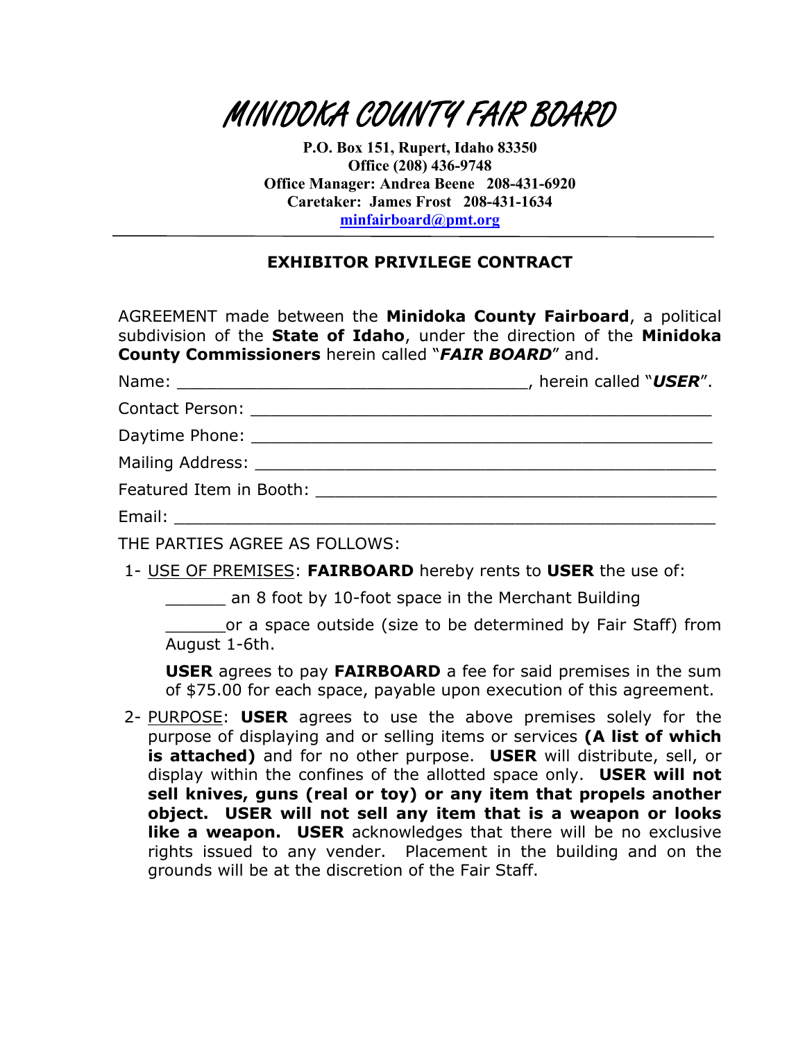# MINIDOKA COUNTY FAIR BOARD

**P.O. Box 151, Rupert, Idaho 83350**
**Office (208) 436-9748**
**Office Manager: Andrea Beene 208-431-6920**
**Caretaker: James Frost 208-431-1634**
**[minfairboard@pmt.org](mailto:minfairboard@pmt.org)**

---

## EXHIBITOR PRIVILEGE CONTRACT

AGREEMENT made between the **Minidoka County Fairboard**, a political subdivision of the **State of Idaho**, under the direction of the **Minidoka County Commissioners** herein called "***FAIR BOARD***" and.

Name: ___________________________________, herein called "***USER***".

Contact Person: ______________________________________________

Daytime Phone: ______________________________________________

Mailing Address: ______________________________________________

Featured Item in Booth: _________________________________________

Email: ______________________________________________________

THE PARTIES AGREE AS FOLLOWS:

1- <u>USE OF PREMISES</u>: **FAIRBOARD** hereby rents to **USER** the use of:

______ an 8 foot by 10-foot space in the Merchant Building

______or a space outside (size to be determined by Fair Staff) from August 1-6th.

**USER** agrees to pay **FAIRBOARD** a fee for said premises in the sum of $75.00 for each space, payable upon execution of this agreement.

2- <u>PURPOSE</u>: **USER** agrees to use the above premises solely for the purpose of displaying and or selling items or services **(A list of which is attached)** and for no other purpose. **USER** will distribute, sell, or display within the confines of the allotted space only. **USER will not sell knives, guns (real or toy) or any item that propels another object. USER will not sell any item that is a weapon or looks like a weapon. USER** acknowledges that there will be no exclusive rights issued to any vender. Placement in the building and on the grounds will be at the discretion of the Fair Staff.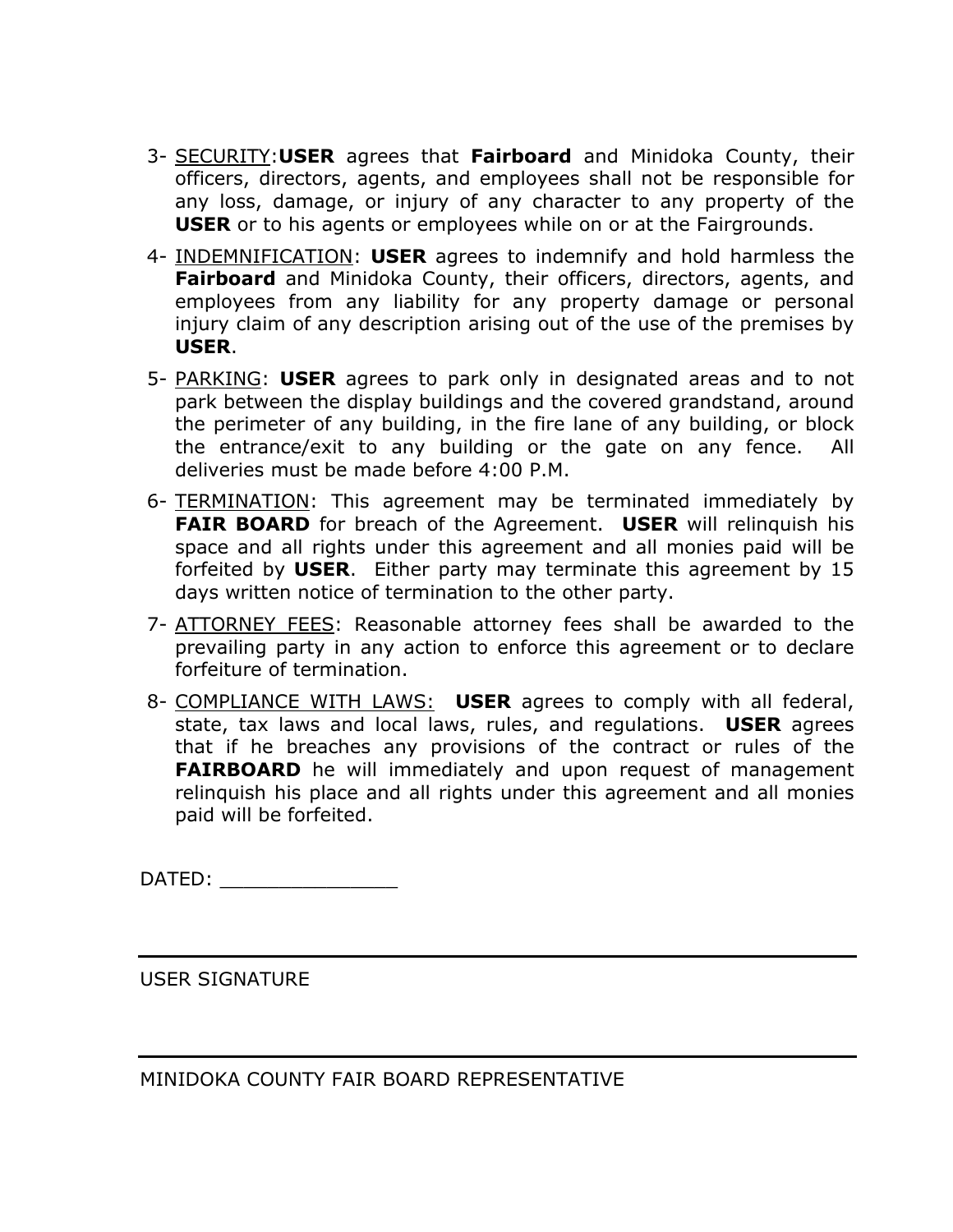3- <u>SECURITY</u>:**USER** agrees that **Fairboard** and Minidoka County, their officers, directors, agents, and employees shall not be responsible for any loss, damage, or injury of any character to any property of the **USER** or to his agents or employees while on or at the Fairgrounds.

4- <u>INDEMNIFICATION</u>: **USER** agrees to indemnify and hold harmless the **Fairboard** and Minidoka County, their officers, directors, agents, and employees from any liability for any property damage or personal injury claim of any description arising out of the use of the premises by **USER**.

5- <u>PARKING</u>: **USER** agrees to park only in designated areas and to not park between the display buildings and the covered grandstand, around the perimeter of any building, in the fire lane of any building, or block the entrance/exit to any building or the gate on any fence. All deliveries must be made before 4:00 P.M.

6- <u>TERMINATION</u>: This agreement may be terminated immediately by **FAIR BOARD** for breach of the Agreement. **USER** will relinquish his space and all rights under this agreement and all monies paid will be forfeited by **USER**. Either party may terminate this agreement by 15 days written notice of termination to the other party.

7- <u>ATTORNEY FEES</u>: Reasonable attorney fees shall be awarded to the prevailing party in any action to enforce this agreement or to declare forfeiture of termination.

8- <u>COMPLIANCE WITH LAWS:</u> **USER** agrees to comply with all federal, state, tax laws and local laws, rules, and regulations. **USER** agrees that if he breaches any provisions of the contract or rules of the **FAIRBOARD** he will immediately and upon request of management relinquish his place and all rights under this agreement and all monies paid will be forfeited.

DATED: _______________

---

USER SIGNATURE

---

MINIDOKA COUNTY FAIR BOARD REPRESENTATIVE